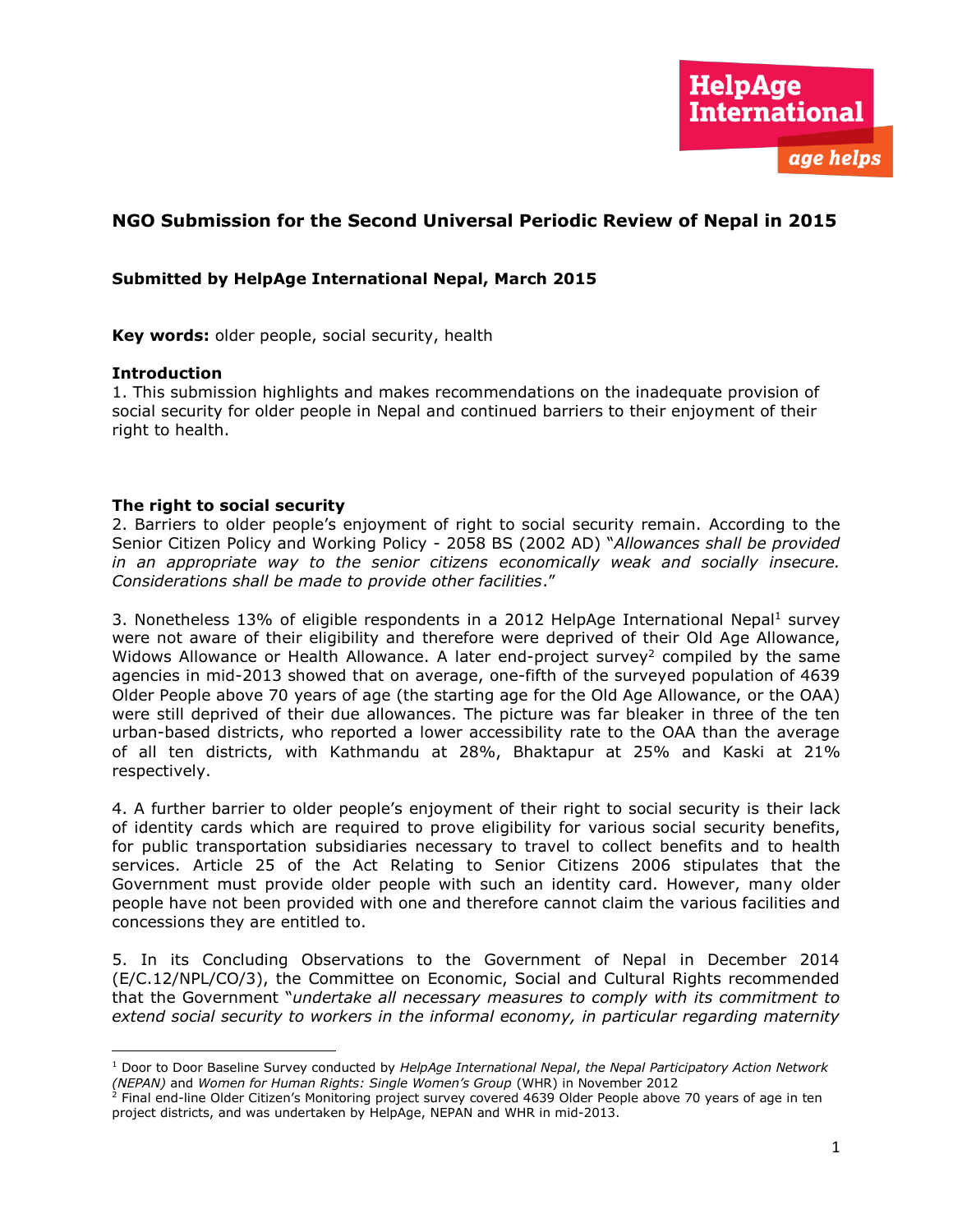HelpAge International
*age helps*

## NGO Submission for the Second Universal Periodic Review of Nepal in 2015

**Submitted by HelpAge International Nepal, March 2015**

**Key words:** older people, social security, health

### Introduction

1. This submission highlights and makes recommendations on the inadequate provision of social security for older people in Nepal and continued barriers to their enjoyment of their right to health.

### The right to social security

2. Barriers to older people's enjoyment of right to social security remain. According to the Senior Citizen Policy and Working Policy - 2058 BS (2002 AD) "*Allowances shall be provided in an appropriate way to the senior citizens economically weak and socially insecure. Considerations shall be made to provide other facilities*."

3. Nonetheless 13% of eligible respondents in a 2012 HelpAge International Nepal[1] survey were not aware of their eligibility and therefore were deprived of their Old Age Allowance, Widows Allowance or Health Allowance. A later end-project survey[2] compiled by the same agencies in mid-2013 showed that on average, one-fifth of the surveyed population of 4639 Older People above 70 years of age (the starting age for the Old Age Allowance, or the OAA) were still deprived of their due allowances. The picture was far bleaker in three of the ten urban-based districts, who reported a lower accessibility rate to the OAA than the average of all ten districts, with Kathmandu at 28%, Bhaktapur at 25% and Kaski at 21% respectively.

4. A further barrier to older people's enjoyment of their right to social security is their lack of identity cards which are required to prove eligibility for various social security benefits, for public transportation subsidiaries necessary to travel to collect benefits and to health services. Article 25 of the Act Relating to Senior Citizens 2006 stipulates that the Government must provide older people with such an identity card. However, many older people have not been provided with one and therefore cannot claim the various facilities and concessions they are entitled to.

5. In its Concluding Observations to the Government of Nepal in December 2014 (E/C.12/NPL/CO/3), the Committee on Economic, Social and Cultural Rights recommended that the Government "*undertake all necessary measures to comply with its commitment to extend social security to workers in the informal economy, in particular regarding maternity*

---

[1] Door to Door Baseline Survey conducted by *HelpAge International Nepal*, *the Nepal Participatory Action Network (NEPAN)* and *Women for Human Rights: Single Women's Group* (WHR) in November 2012

[2] Final end-line Older Citizen's Monitoring project survey covered 4639 Older People above 70 years of age in ten project districts, and was undertaken by HelpAge, NEPAN and WHR in mid-2013.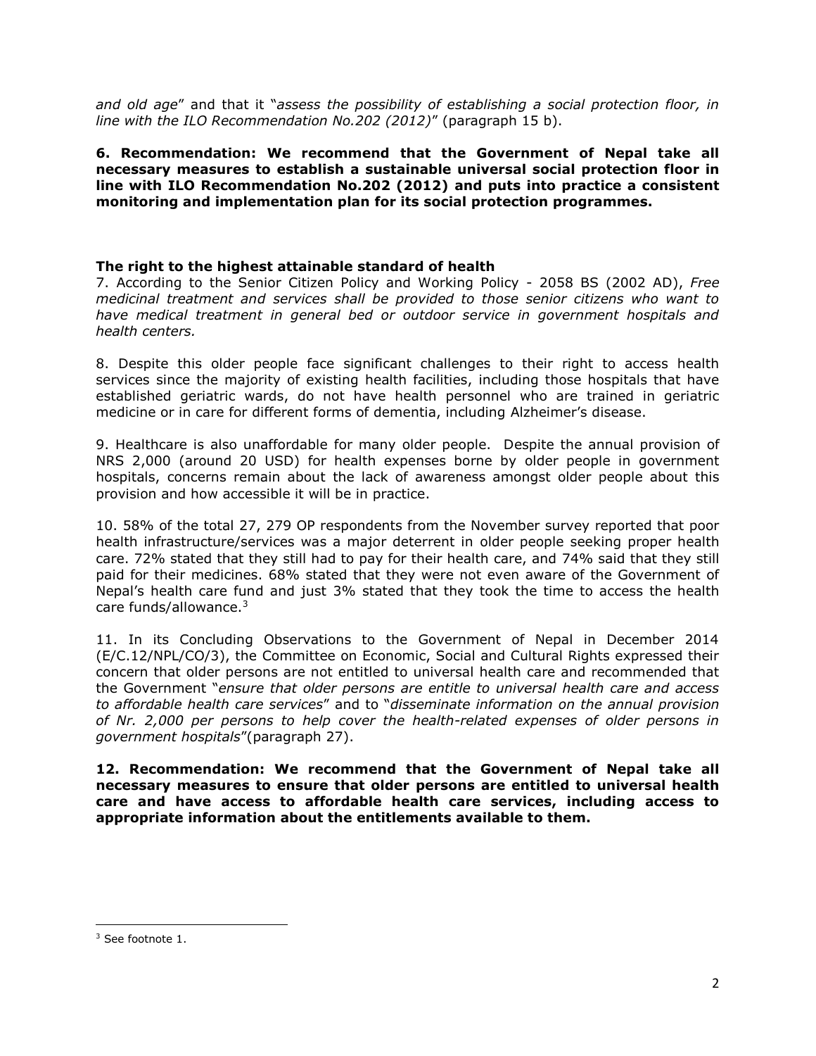*and old age*" and that it "*assess the possibility of establishing a social protection floor, in line with the ILO Recommendation No.202 (2012)*" (paragraph 15 b).

**6. Recommendation: We recommend that the Government of Nepal take all necessary measures to establish a sustainable universal social protection floor in line with ILO Recommendation No.202 (2012) and puts into practice a consistent monitoring and implementation plan for its social protection programmes.**

### The right to the highest attainable standard of health

7. According to the Senior Citizen Policy and Working Policy - 2058 BS (2002 AD), *Free medicinal treatment and services shall be provided to those senior citizens who want to have medical treatment in general bed or outdoor service in government hospitals and health centers.*

8. Despite this older people face significant challenges to their right to access health services since the majority of existing health facilities, including those hospitals that have established geriatric wards, do not have health personnel who are trained in geriatric medicine or in care for different forms of dementia, including Alzheimer's disease.

9. Healthcare is also unaffordable for many older people. Despite the annual provision of NRS 2,000 (around 20 USD) for health expenses borne by older people in government hospitals, concerns remain about the lack of awareness amongst older people about this provision and how accessible it will be in practice.

10. 58% of the total 27, 279 OP respondents from the November survey reported that poor health infrastructure/services was a major deterrent in older people seeking proper health care. 72% stated that they still had to pay for their health care, and 74% said that they still paid for their medicines. 68% stated that they were not even aware of the Government of Nepal's health care fund and just 3% stated that they took the time to access the health care funds/allowance.[3]

11. In its Concluding Observations to the Government of Nepal in December 2014 (E/C.12/NPL/CO/3), the Committee on Economic, Social and Cultural Rights expressed their concern that older persons are not entitled to universal health care and recommended that the Government "*ensure that older persons are entitle to universal health care and access to affordable health care services*" and to "*disseminate information on the annual provision of Nr. 2,000 per persons to help cover the health-related expenses of older persons in government hospitals*"(paragraph 27).

**12. Recommendation: We recommend that the Government of Nepal take all necessary measures to ensure that older persons are entitled to universal health care and have access to affordable health care services, including access to appropriate information about the entitlements available to them.**

---

[3] See footnote 1.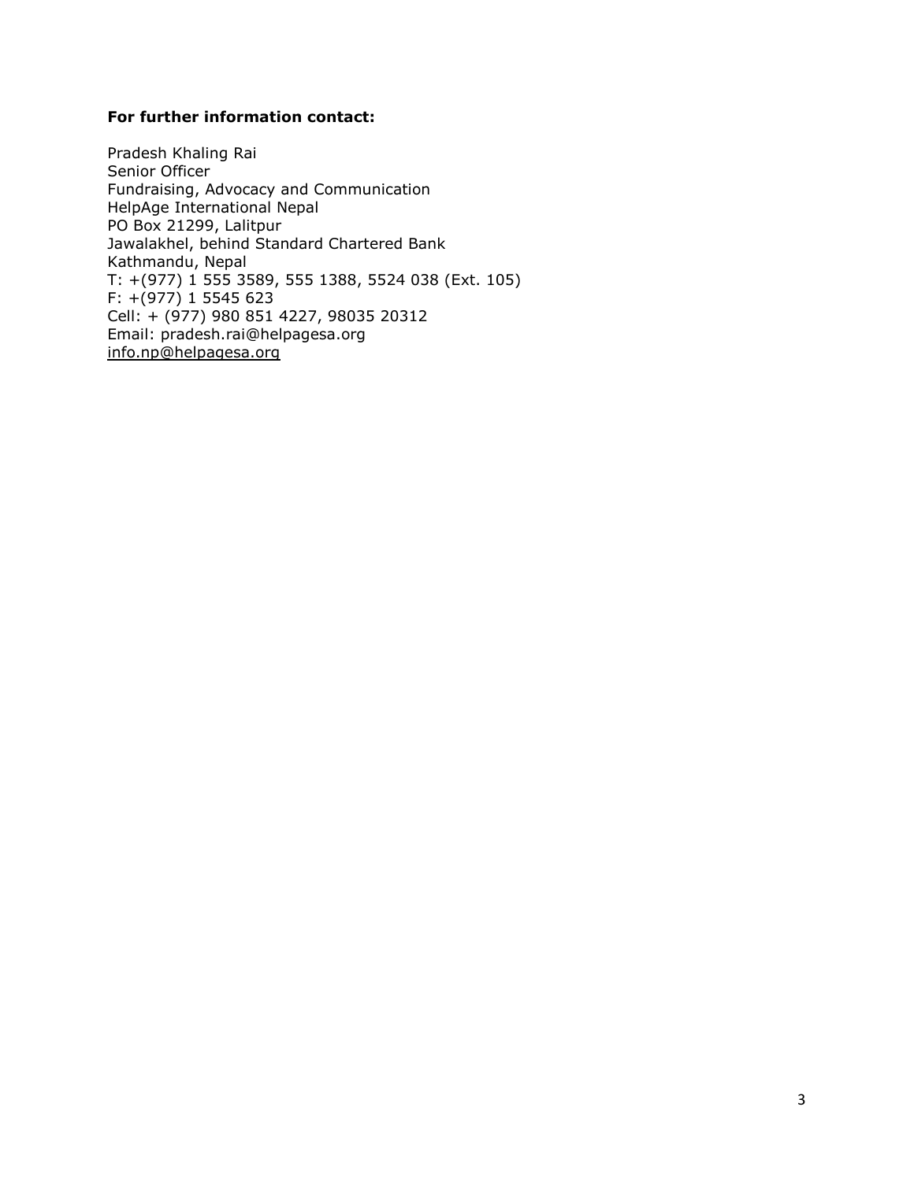**For further information contact:**

Pradesh Khaling Rai  
Senior Officer  
Fundraising, Advocacy and Communication  
HelpAge International Nepal  
PO Box 21299, Lalitpur  
Jawalakhel, behind Standard Chartered Bank  
Kathmandu, Nepal  
T: +(977) 1 555 3589, 555 1388, 5524 038 (Ext. 105)  
F: +(977) 1 5545 623  
Cell: + (977) 980 851 4227, 98035 20312  
Email: pradesh.rai@helpagesa.org  
info.np@helpagesa.org